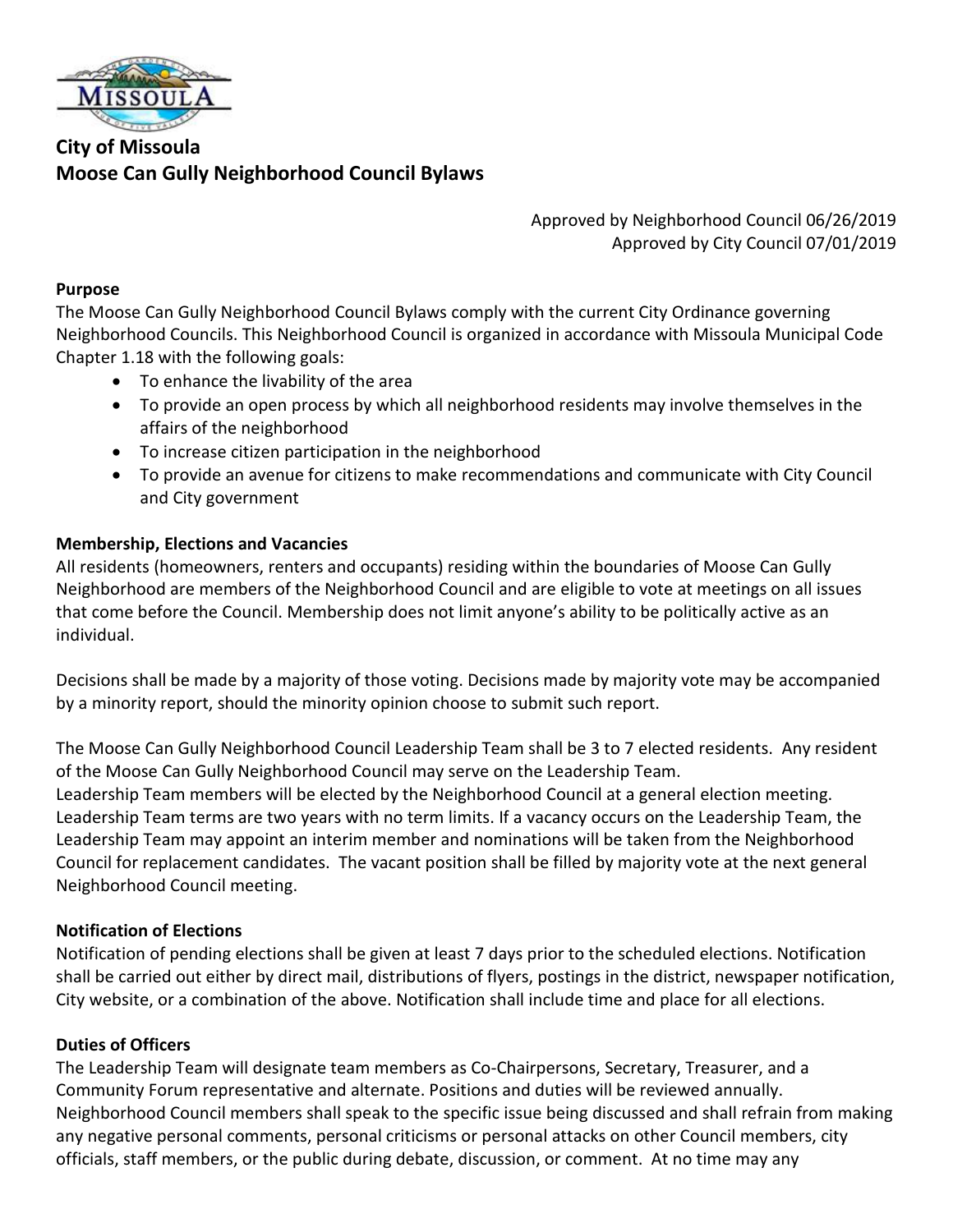# City of Missoula
# Moose Can Gully Neighborhood Council Bylaws

Approved by Neighborhood Council 06/26/2019
Approved by City Council 07/01/2019

## Purpose

The Moose Can Gully Neighborhood Council Bylaws comply with the current City Ordinance governing Neighborhood Councils. This Neighborhood Council is organized in accordance with Missoula Municipal Code Chapter 1.18 with the following goals:

- To enhance the livability of the area
- To provide an open process by which all neighborhood residents may involve themselves in the affairs of the neighborhood
- To increase citizen participation in the neighborhood
- To provide an avenue for citizens to make recommendations and communicate with City Council and City government

## Membership, Elections and Vacancies

All residents (homeowners, renters and occupants) residing within the boundaries of Moose Can Gully Neighborhood are members of the Neighborhood Council and are eligible to vote at meetings on all issues that come before the Council. Membership does not limit anyone's ability to be politically active as an individual.

Decisions shall be made by a majority of those voting. Decisions made by majority vote may be accompanied by a minority report, should the minority opinion choose to submit such report.

The Moose Can Gully Neighborhood Council Leadership Team shall be 3 to 7 elected residents. Any resident of the Moose Can Gully Neighborhood Council may serve on the Leadership Team.
Leadership Team members will be elected by the Neighborhood Council at a general election meeting. Leadership Team terms are two years with no term limits. If a vacancy occurs on the Leadership Team, the Leadership Team may appoint an interim member and nominations will be taken from the Neighborhood Council for replacement candidates. The vacant position shall be filled by majority vote at the next general Neighborhood Council meeting.

## Notification of Elections

Notification of pending elections shall be given at least 7 days prior to the scheduled elections. Notification shall be carried out either by direct mail, distributions of flyers, postings in the district, newspaper notification, City website, or a combination of the above. Notification shall include time and place for all elections.

## Duties of Officers

The Leadership Team will designate team members as Co-Chairpersons, Secretary, Treasurer, and a Community Forum representative and alternate. Positions and duties will be reviewed annually.
Neighborhood Council members shall speak to the specific issue being discussed and shall refrain from making any negative personal comments, personal criticisms or personal attacks on other Council members, city officials, staff members, or the public during debate, discussion, or comment. At no time may any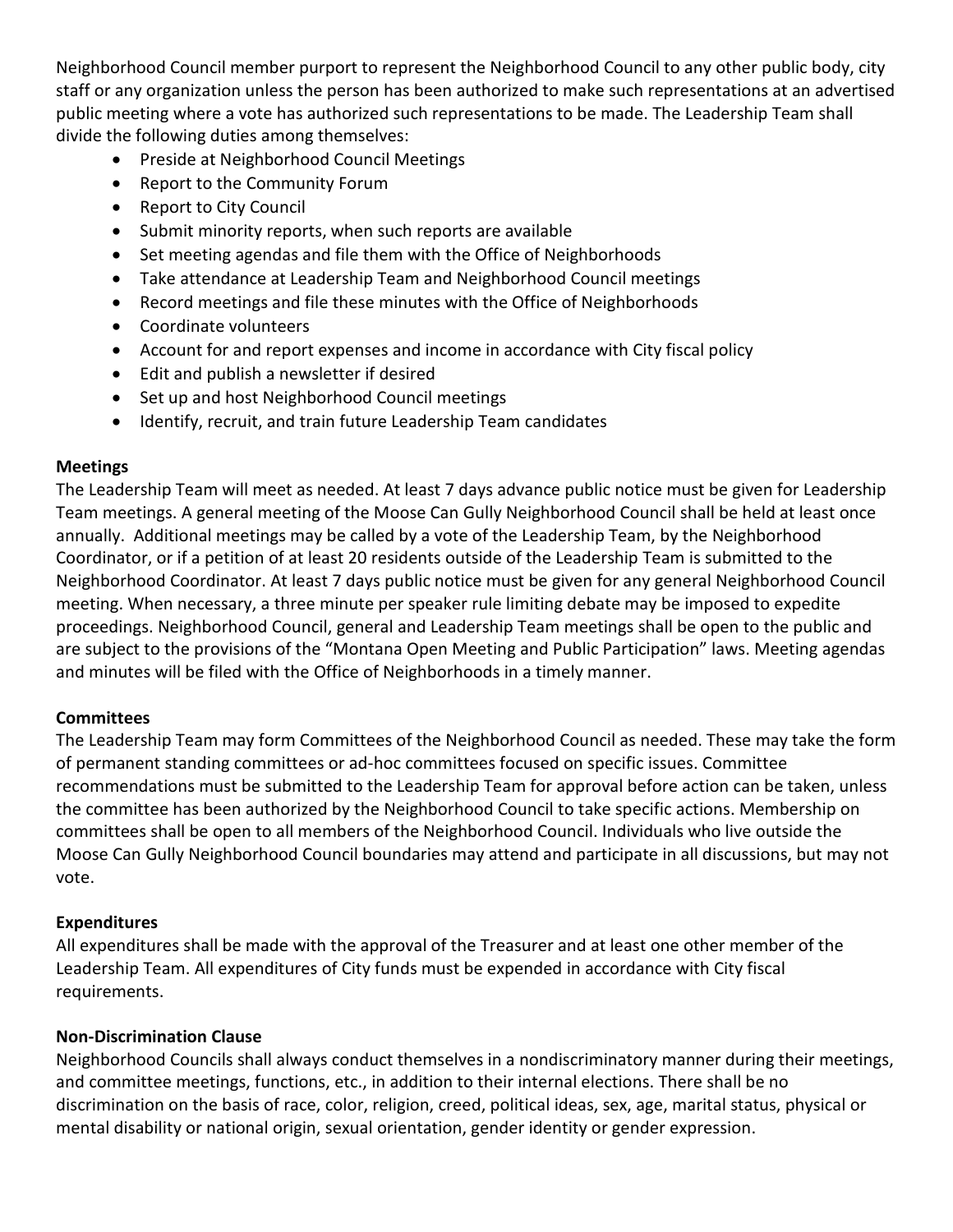Neighborhood Council member purport to represent the Neighborhood Council to any other public body, city staff or any organization unless the person has been authorized to make such representations at an advertised public meeting where a vote has authorized such representations to be made. The Leadership Team shall divide the following duties among themselves:

- Preside at Neighborhood Council Meetings
- Report to the Community Forum
- Report to City Council
- Submit minority reports, when such reports are available
- Set meeting agendas and file them with the Office of Neighborhoods
- Take attendance at Leadership Team and Neighborhood Council meetings
- Record meetings and file these minutes with the Office of Neighborhoods
- Coordinate volunteers
- Account for and report expenses and income in accordance with City fiscal policy
- Edit and publish a newsletter if desired
- Set up and host Neighborhood Council meetings
- Identify, recruit, and train future Leadership Team candidates

**Meetings**

The Leadership Team will meet as needed. At least 7 days advance public notice must be given for Leadership Team meetings. A general meeting of the Moose Can Gully Neighborhood Council shall be held at least once annually. Additional meetings may be called by a vote of the Leadership Team, by the Neighborhood Coordinator, or if a petition of at least 20 residents outside of the Leadership Team is submitted to the Neighborhood Coordinator. At least 7 days public notice must be given for any general Neighborhood Council meeting. When necessary, a three minute per speaker rule limiting debate may be imposed to expedite proceedings. Neighborhood Council, general and Leadership Team meetings shall be open to the public and are subject to the provisions of the "Montana Open Meeting and Public Participation" laws. Meeting agendas and minutes will be filed with the Office of Neighborhoods in a timely manner.

**Committees**

The Leadership Team may form Committees of the Neighborhood Council as needed. These may take the form of permanent standing committees or ad-hoc committees focused on specific issues. Committee recommendations must be submitted to the Leadership Team for approval before action can be taken, unless the committee has been authorized by the Neighborhood Council to take specific actions. Membership on committees shall be open to all members of the Neighborhood Council. Individuals who live outside the Moose Can Gully Neighborhood Council boundaries may attend and participate in all discussions, but may not vote.

**Expenditures**

All expenditures shall be made with the approval of the Treasurer and at least one other member of the Leadership Team. All expenditures of City funds must be expended in accordance with City fiscal requirements.

**Non-Discrimination Clause**

Neighborhood Councils shall always conduct themselves in a nondiscriminatory manner during their meetings, and committee meetings, functions, etc., in addition to their internal elections. There shall be no discrimination on the basis of race, color, religion, creed, political ideas, sex, age, marital status, physical or mental disability or national origin, sexual orientation, gender identity or gender expression.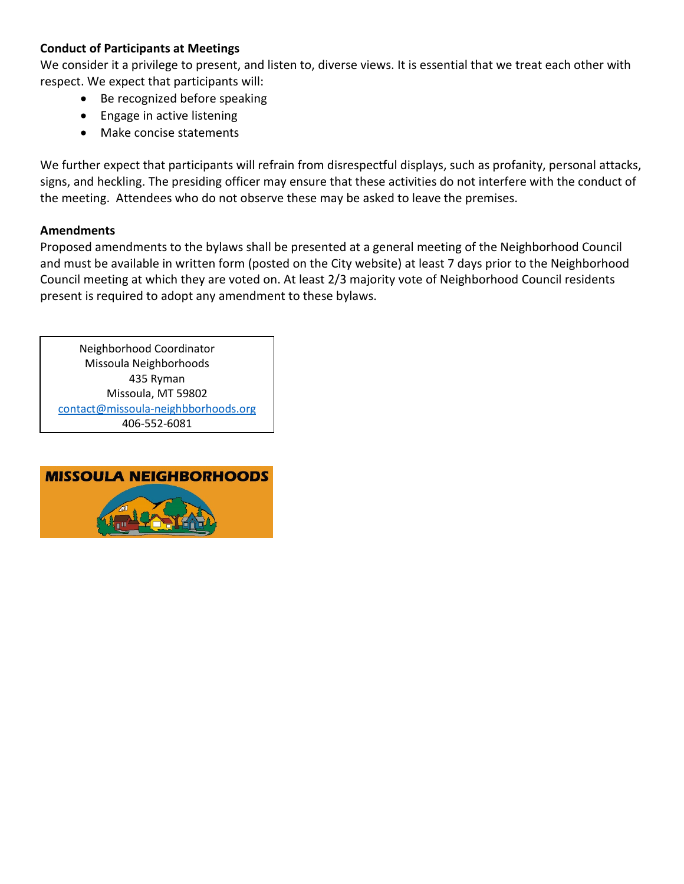**Conduct of Participants at Meetings**

We consider it a privilege to present, and listen to, diverse views. It is essential that we treat each other with respect. We expect that participants will:

- Be recognized before speaking
- Engage in active listening
- Make concise statements

We further expect that participants will refrain from disrespectful displays, such as profanity, personal attacks, signs, and heckling. The presiding officer may ensure that these activities do not interfere with the conduct of the meeting. Attendees who do not observe these may be asked to leave the premises.

**Amendments**

Proposed amendments to the bylaws shall be presented at a general meeting of the Neighborhood Council and must be available in written form (posted on the City website) at least 7 days prior to the Neighborhood Council meeting at which they are voted on. At least 2/3 majority vote of Neighborhood Council residents present is required to adopt any amendment to these bylaws.

Neighborhood Coordinator
Missoula Neighborhoods
435 Ryman
Missoula, MT 59802
contact@missoula-neighbborhoods.org
406-552-6081

MISSOULA NEIGHBORHOODS